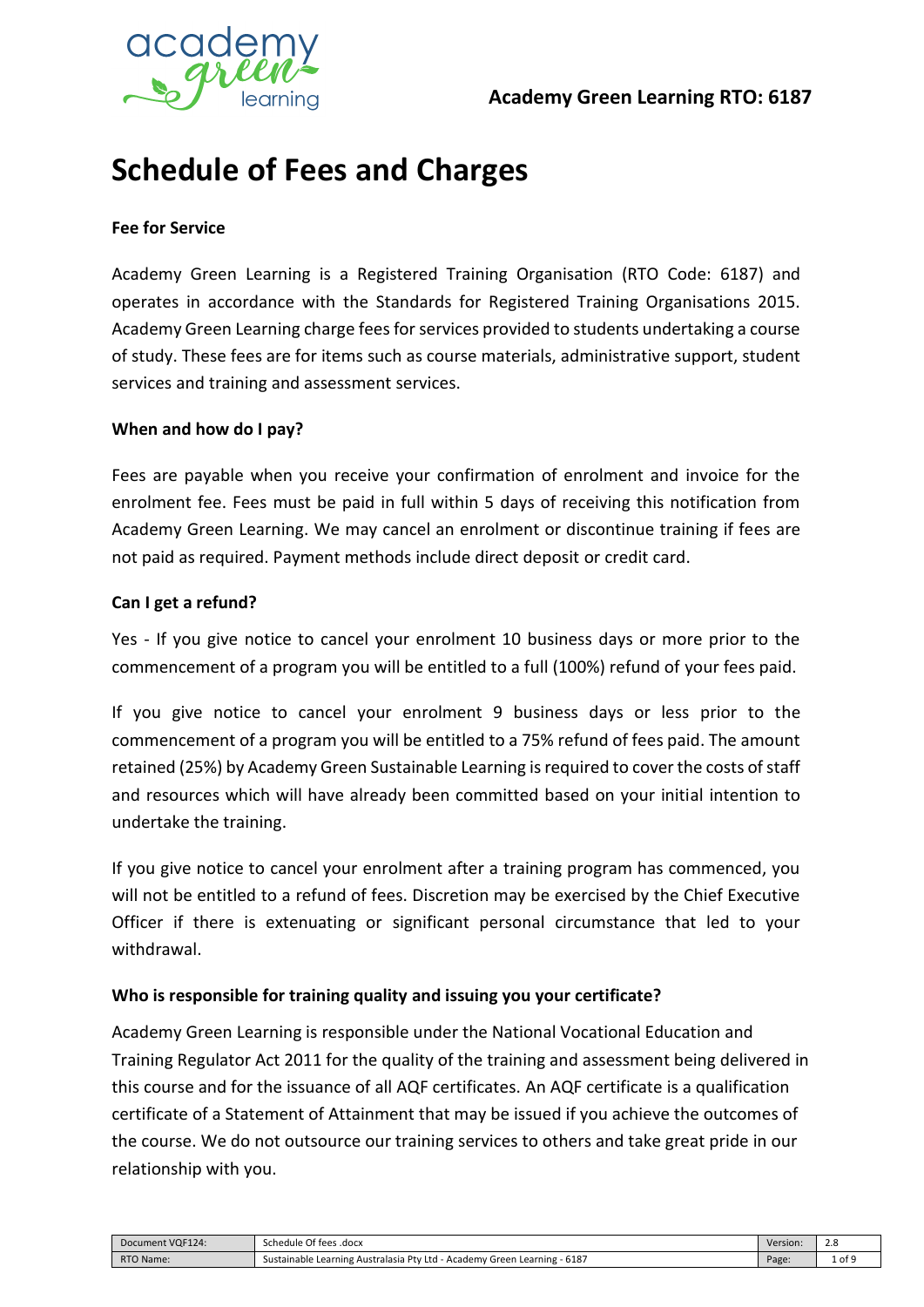Academy Green Learning RTO: 6187

# Schedule of Fees and Charges

**Fee for Service**

Academy Green Learning is a Registered Training Organisation (RTO Code: 6187) and operates in accordance with the Standards for Registered Training Organisations 2015. Academy Green Learning charge fees for services provided to students undertaking a course of study. These fees are for items such as course materials, administrative support, student services and training and assessment services.

**When and how do I pay?**

Fees are payable when you receive your confirmation of enrolment and invoice for the enrolment fee. Fees must be paid in full within 5 days of receiving this notification from Academy Green Learning. We may cancel an enrolment or discontinue training if fees are not paid as required. Payment methods include direct deposit or credit card.

**Can I get a refund?**

Yes - If you give notice to cancel your enrolment 10 business days or more prior to the commencement of a program you will be entitled to a full (100%) refund of your fees paid.

If you give notice to cancel your enrolment 9 business days or less prior to the commencement of a program you will be entitled to a 75% refund of fees paid. The amount retained (25%) by Academy Green Sustainable Learning is required to cover the costs of staff and resources which will have already been committed based on your initial intention to undertake the training.

If you give notice to cancel your enrolment after a training program has commenced, you will not be entitled to a refund of fees. Discretion may be exercised by the Chief Executive Officer if there is extenuating or significant personal circumstance that led to your withdrawal.

**Who is responsible for training quality and issuing you your certificate?**

Academy Green Learning is responsible under the National Vocational Education and Training Regulator Act 2011 for the quality of the training and assessment being delivered in this course and for the issuance of all AQF certificates. An AQF certificate is a qualification certificate of a Statement of Attainment that may be issued if you achieve the outcomes of the course. We do not outsource our training services to others and take great pride in our relationship with you.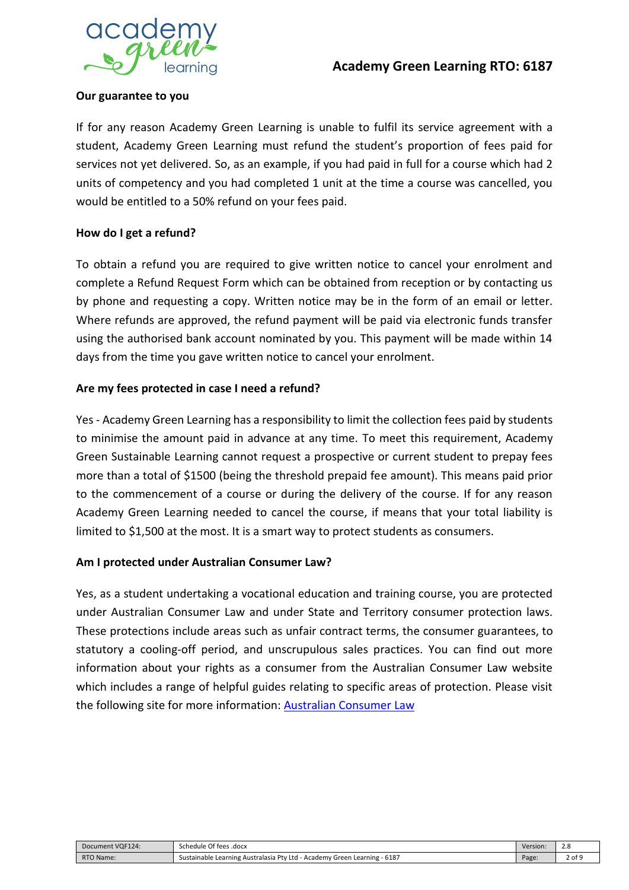**Our guarantee to you**

If for any reason Academy Green Learning is unable to fulfil its service agreement with a student, Academy Green Learning must refund the student's proportion of fees paid for services not yet delivered. So, as an example, if you had paid in full for a course which had 2 units of competency and you had completed 1 unit at the time a course was cancelled, you would be entitled to a 50% refund on your fees paid.

**How do I get a refund?**

To obtain a refund you are required to give written notice to cancel your enrolment and complete a Refund Request Form which can be obtained from reception or by contacting us by phone and requesting a copy. Written notice may be in the form of an email or letter. Where refunds are approved, the refund payment will be paid via electronic funds transfer using the authorised bank account nominated by you. This payment will be made within 14 days from the time you gave written notice to cancel your enrolment.

**Are my fees protected in case I need a refund?**

Yes - Academy Green Learning has a responsibility to limit the collection fees paid by students to minimise the amount paid in advance at any time. To meet this requirement, Academy Green Sustainable Learning cannot request a prospective or current student to prepay fees more than a total of $1500 (being the threshold prepaid fee amount). This means paid prior to the commencement of a course or during the delivery of the course. If for any reason Academy Green Learning needed to cancel the course, if means that your total liability is limited to $1,500 at the most. It is a smart way to protect students as consumers.

**Am I protected under Australian Consumer Law?**

Yes, as a student undertaking a vocational education and training course, you are protected under Australian Consumer Law and under State and Territory consumer protection laws. These protections include areas such as unfair contract terms, the consumer guarantees, to statutory a cooling-off period, and unscrupulous sales practices. You can find out more information about your rights as a consumer from the Australian Consumer Law website which includes a range of helpful guides relating to specific areas of protection. Please visit the following site for more information: Australian Consumer Law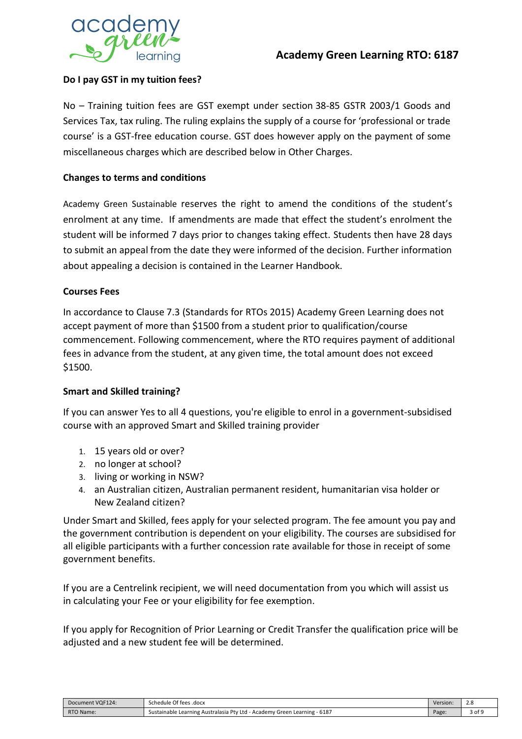**Do I pay GST in my tuition fees?**

No – Training tuition fees are GST exempt under section 38-85 GSTR 2003/1 Goods and Services Tax, tax ruling. The ruling explains the supply of a course for 'professional or trade course' is a GST-free education course. GST does however apply on the payment of some miscellaneous charges which are described below in Other Charges.

**Changes to terms and conditions**

Academy Green Sustainable reserves the right to amend the conditions of the student's enrolment at any time. If amendments are made that effect the student's enrolment the student will be informed 7 days prior to changes taking effect. Students then have 28 days to submit an appeal from the date they were informed of the decision. Further information about appealing a decision is contained in the Learner Handbook.

**Courses Fees**

In accordance to Clause 7.3 (Standards for RTOs 2015) Academy Green Learning does not accept payment of more than $1500 from a student prior to qualification/course commencement. Following commencement, where the RTO requires payment of additional fees in advance from the student, at any given time, the total amount does not exceed $1500.

**Smart and Skilled training?**

If you can answer Yes to all 4 questions, you're eligible to enrol in a government-subsidised course with an approved Smart and Skilled training provider

1. 15 years old or over?
2. no longer at school?
3. living or working in NSW?
4. an Australian citizen, Australian permanent resident, humanitarian visa holder or New Zealand citizen?

Under Smart and Skilled, fees apply for your selected program. The fee amount you pay and the government contribution is dependent on your eligibility. The courses are subsidised for all eligible participants with a further concession rate available for those in receipt of some government benefits.

If you are a Centrelink recipient, we will need documentation from you which will assist us in calculating your Fee or your eligibility for fee exemption.

If you apply for Recognition of Prior Learning or Credit Transfer the qualification price will be adjusted and a new student fee will be determined.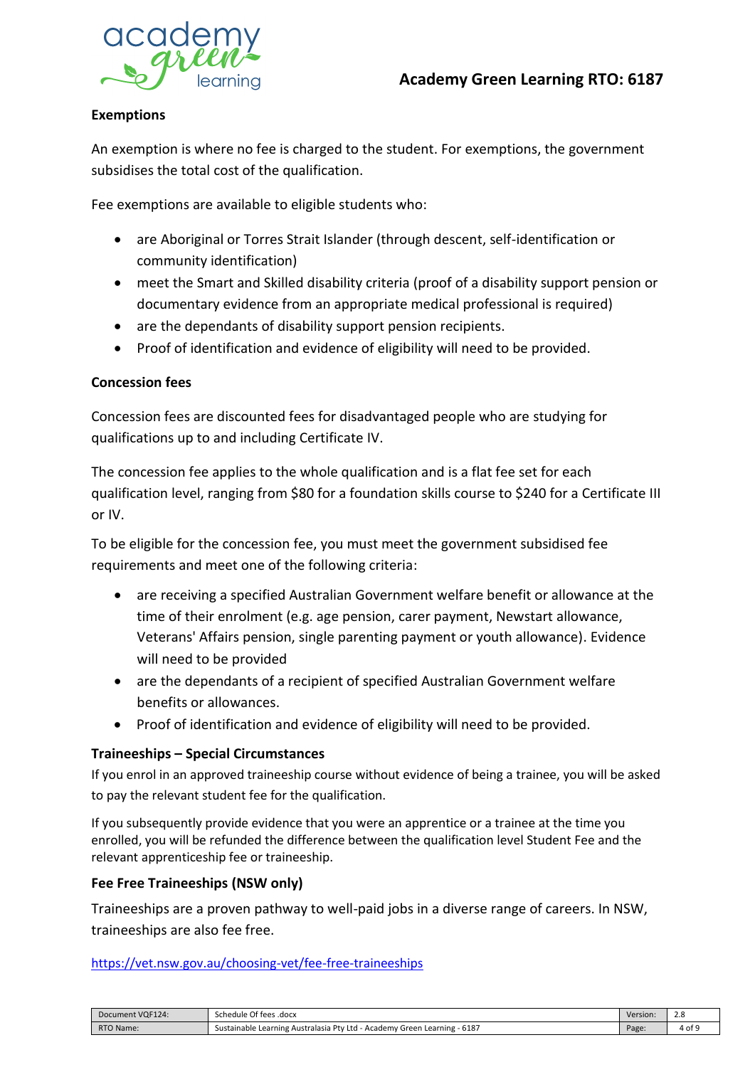### Exemptions

An exemption is where no fee is charged to the student. For exemptions, the government subsidises the total cost of the qualification.

Fee exemptions are available to eligible students who:

- are Aboriginal or Torres Strait Islander (through descent, self-identification or community identification)
- meet the Smart and Skilled disability criteria (proof of a disability support pension or documentary evidence from an appropriate medical professional is required)
- are the dependants of disability support pension recipients.
- Proof of identification and evidence of eligibility will need to be provided.

### Concession fees

Concession fees are discounted fees for disadvantaged people who are studying for qualifications up to and including Certificate IV.

The concession fee applies to the whole qualification and is a flat fee set for each qualification level, ranging from $80 for a foundation skills course to $240 for a Certificate III or IV.

To be eligible for the concession fee, you must meet the government subsidised fee requirements and meet one of the following criteria:

- are receiving a specified Australian Government welfare benefit or allowance at the time of their enrolment (e.g. age pension, carer payment, Newstart allowance, Veterans' Affairs pension, single parenting payment or youth allowance). Evidence will need to be provided
- are the dependants of a recipient of specified Australian Government welfare benefits or allowances.
- Proof of identification and evidence of eligibility will need to be provided.

### Traineeships – Special Circumstances

If you enrol in an approved traineeship course without evidence of being a trainee, you will be asked to pay the relevant student fee for the qualification.

If you subsequently provide evidence that you were an apprentice or a trainee at the time you enrolled, you will be refunded the difference between the qualification level Student Fee and the relevant apprenticeship fee or traineeship.

### Fee Free Traineeships (NSW only)

Traineeships are a proven pathway to well-paid jobs in a diverse range of careers. In NSW, traineeships are also fee free.

https://vet.nsw.gov.au/choosing-vet/fee-free-traineeships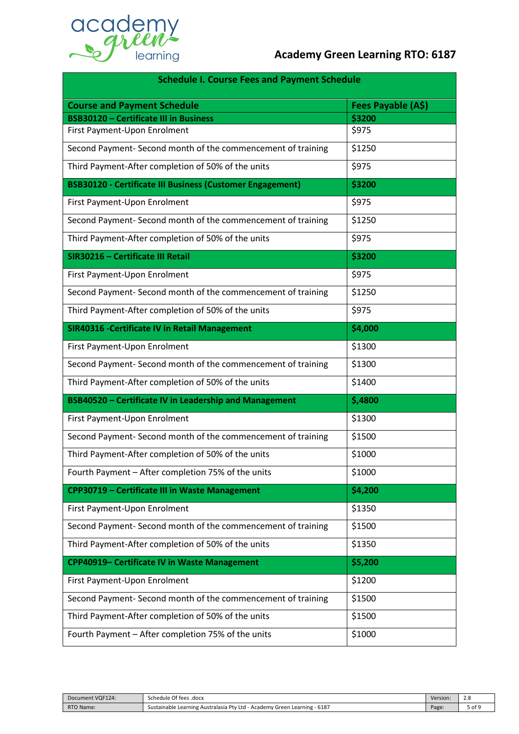# Academy Green Learning RTO: 6187

| Schedule I. Course Fees and Payment Schedule | |
|---|---|
| **Course and Payment Schedule** | **Fees Payable (A$)** |
| **BSB30120 – Certificate III in Business** | **$3200** |
| First Payment-Upon Enrolment | $975 |
| Second Payment- Second month of the commencement of training | $1250 |
| Third Payment-After completion of 50% of the units | $975 |
| **BSB30120 - Certificate III Business (Customer Engagement)** | **$3200** |
| First Payment-Upon Enrolment | $975 |
| Second Payment- Second month of the commencement of training | $1250 |
| Third Payment-After completion of 50% of the units | $975 |
| **SIR30216 – Certificate III Retail** | **$3200** |
| First Payment-Upon Enrolment | $975 |
| Second Payment- Second month of the commencement of training | $1250 |
| Third Payment-After completion of 50% of the units | $975 |
| **SIR40316 -Certificate IV in Retail Management** | **$4,000** |
| First Payment-Upon Enrolment | $1300 |
| Second Payment- Second month of the commencement of training | $1300 |
| Third Payment-After completion of 50% of the units | $1400 |
| **BSB40520 – Certificate IV in Leadership and Management** | **$,4800** |
| First Payment-Upon Enrolment | $1300 |
| Second Payment- Second month of the commencement of training | $1500 |
| Third Payment-After completion of 50% of the units | $1000 |
| Fourth Payment – After completion 75% of the units | $1000 |
| **CPP30719 – Certificate III in Waste Management** | **$4,200** |
| First Payment-Upon Enrolment | $1350 |
| Second Payment- Second month of the commencement of training | $1500 |
| Third Payment-After completion of 50% of the units | $1350 |
| **CPP40919– Certificate IV in Waste Management** | **$5,200** |
| First Payment-Upon Enrolment | $1200 |
| Second Payment- Second month of the commencement of training | $1500 |
| Third Payment-After completion of 50% of the units | $1500 |
| Fourth Payment – After completion 75% of the units | $1000 |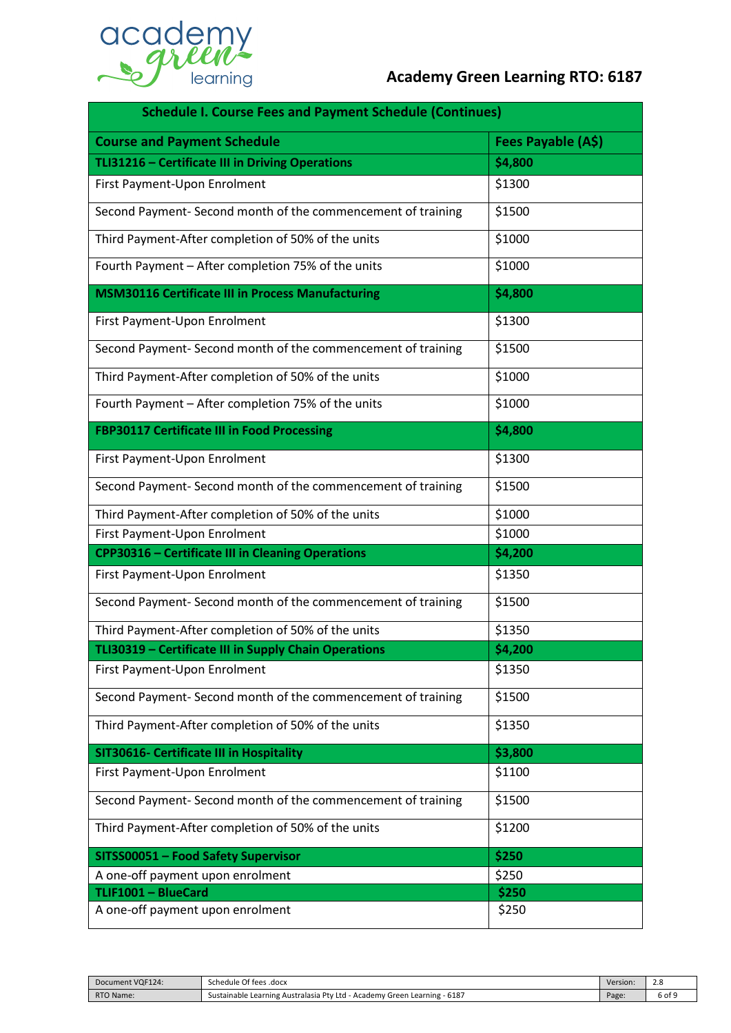| Schedule I. Course Fees and Payment Schedule (Continues) | |
|---|---|
| **Course and Payment Schedule** | **Fees Payable (A$)** |
| **TLI31216 – Certificate III in Driving Operations** | **$4,800** |
| First Payment-Upon Enrolment | $1300 |
| Second Payment- Second month of the commencement of training | $1500 |
| Third Payment-After completion of 50% of the units | $1000 |
| Fourth Payment – After completion 75% of the units | $1000 |
| **MSM30116 Certificate III in Process Manufacturing** | **$4,800** |
| First Payment-Upon Enrolment | $1300 |
| Second Payment- Second month of the commencement of training | $1500 |
| Third Payment-After completion of 50% of the units | $1000 |
| Fourth Payment – After completion 75% of the units | $1000 |
| **FBP30117 Certificate III in Food Processing** | **$4,800** |
| First Payment-Upon Enrolment | $1300 |
| Second Payment- Second month of the commencement of training | $1500 |
| Third Payment-After completion of 50% of the units | $1000 |
| First Payment-Upon Enrolment | $1000 |
| **CPP30316 – Certificate III in Cleaning Operations** | **$4,200** |
| First Payment-Upon Enrolment | $1350 |
| Second Payment- Second month of the commencement of training | $1500 |
| Third Payment-After completion of 50% of the units | $1350 |
| **TLI30319 – Certificate III in Supply Chain Operations** | **$4,200** |
| First Payment-Upon Enrolment | $1350 |
| Second Payment- Second month of the commencement of training | $1500 |
| Third Payment-After completion of 50% of the units | $1350 |
| **SIT30616- Certificate III in Hospitality** | **$3,800** |
| First Payment-Upon Enrolment | $1100 |
| Second Payment- Second month of the commencement of training | $1500 |
| Third Payment-After completion of 50% of the units | $1200 |
| **SITSS00051 – Food Safety Supervisor** | **$250** |
| A one-off payment upon enrolment | $250 |
| **TLIF1001 – BlueCard** | **$250** |
| A one-off payment upon enrolment | $250 |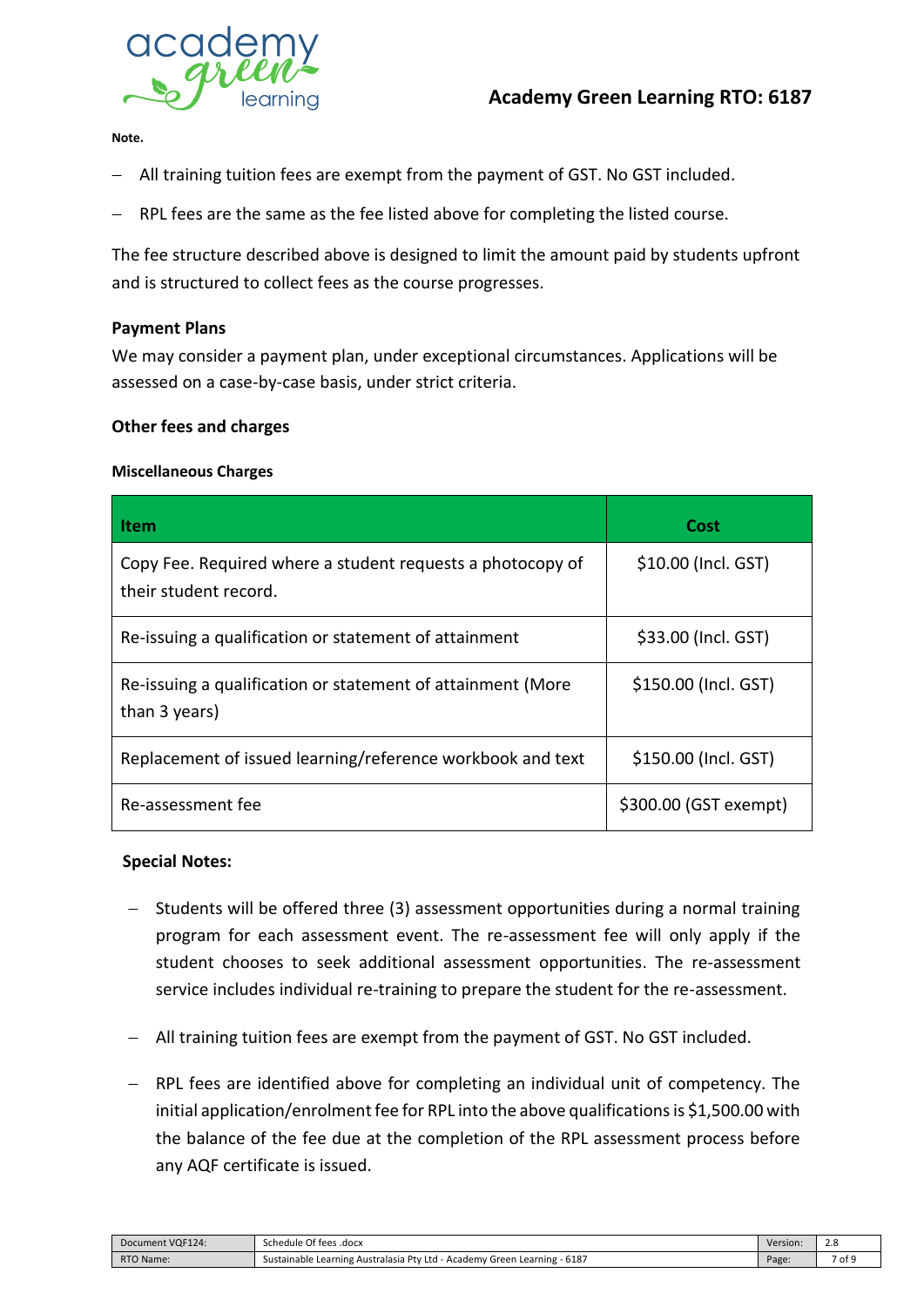**Note.**

- All training tuition fees are exempt from the payment of GST. No GST included.
- RPL fees are the same as the fee listed above for completing the listed course.

The fee structure described above is designed to limit the amount paid by students upfront and is structured to collect fees as the course progresses.

**Payment Plans**

We may consider a payment plan, under exceptional circumstances. Applications will be assessed on a case-by-case basis, under strict criteria.

**Other fees and charges**

**Miscellaneous Charges**

| Item | Cost |
|---|---|
| Copy Fee. Required where a student requests a photocopy of their student record. | $10.00 (Incl. GST) |
| Re-issuing a qualification or statement of attainment | $33.00 (Incl. GST) |
| Re-issuing a qualification or statement of attainment (More than 3 years) | $150.00 (Incl. GST) |
| Replacement of issued learning/reference workbook and text | $150.00 (Incl. GST) |
| Re-assessment fee | $300.00 (GST exempt) |

**Special Notes:**

- Students will be offered three (3) assessment opportunities during a normal training program for each assessment event. The re-assessment fee will only apply if the student chooses to seek additional assessment opportunities. The re-assessment service includes individual re-training to prepare the student for the re-assessment.
- All training tuition fees are exempt from the payment of GST. No GST included.
- RPL fees are identified above for completing an individual unit of competency. The initial application/enrolment fee for RPL into the above qualifications is $1,500.00 with the balance of the fee due at the completion of the RPL assessment process before any AQF certificate is issued.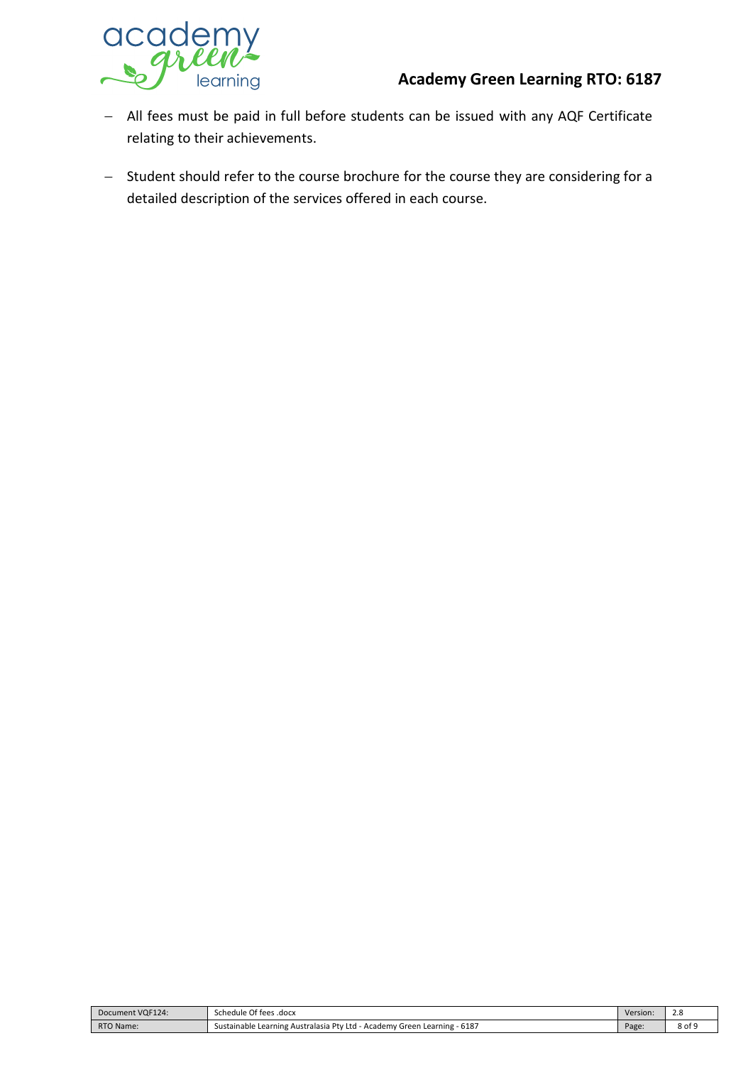- All fees must be paid in full before students can be issued with any AQF Certificate relating to their achievements.
- Student should refer to the course brochure for the course they are considering for a detailed description of the services offered in each course.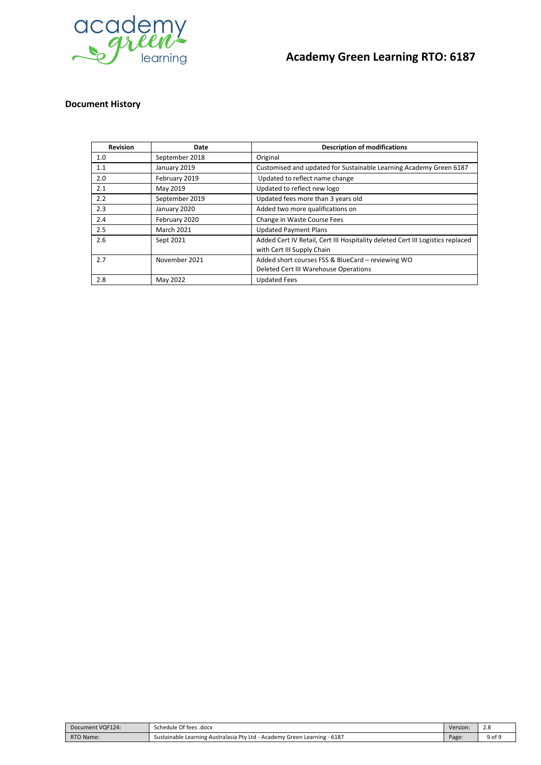## Document History

| Revision | Date | Description of modifications |
|---|---|---|
| 1.0 | September 2018 | Original |
| 1.1 | January 2019 | Customised and updated for Sustainable Learning Academy Green 6187 |
| 2.0 | February 2019 | Updated to reflect name change |
| 2.1 | May 2019 | Updated to reflect new logo |
| 2.2 | September 2019 | Updated fees more than 3 years old |
| 2.3 | January 2020 | Added two more qualifications on |
| 2.4 | February 2020 | Change in Waste Course Fees |
| 2.5 | March 2021 | Updated Payment Plans |
| 2.6 | Sept 2021 | Added Cert IV Retail, Cert III Hospitality deleted Cert III Logistics replaced with Cert III Supply Chain |
| 2.7 | November 2021 | Added short courses FSS & BlueCard – reviewing WO<br>Deleted Cert III Warehouse Operations |
| 2.8 | May 2022 | Updated Fees |